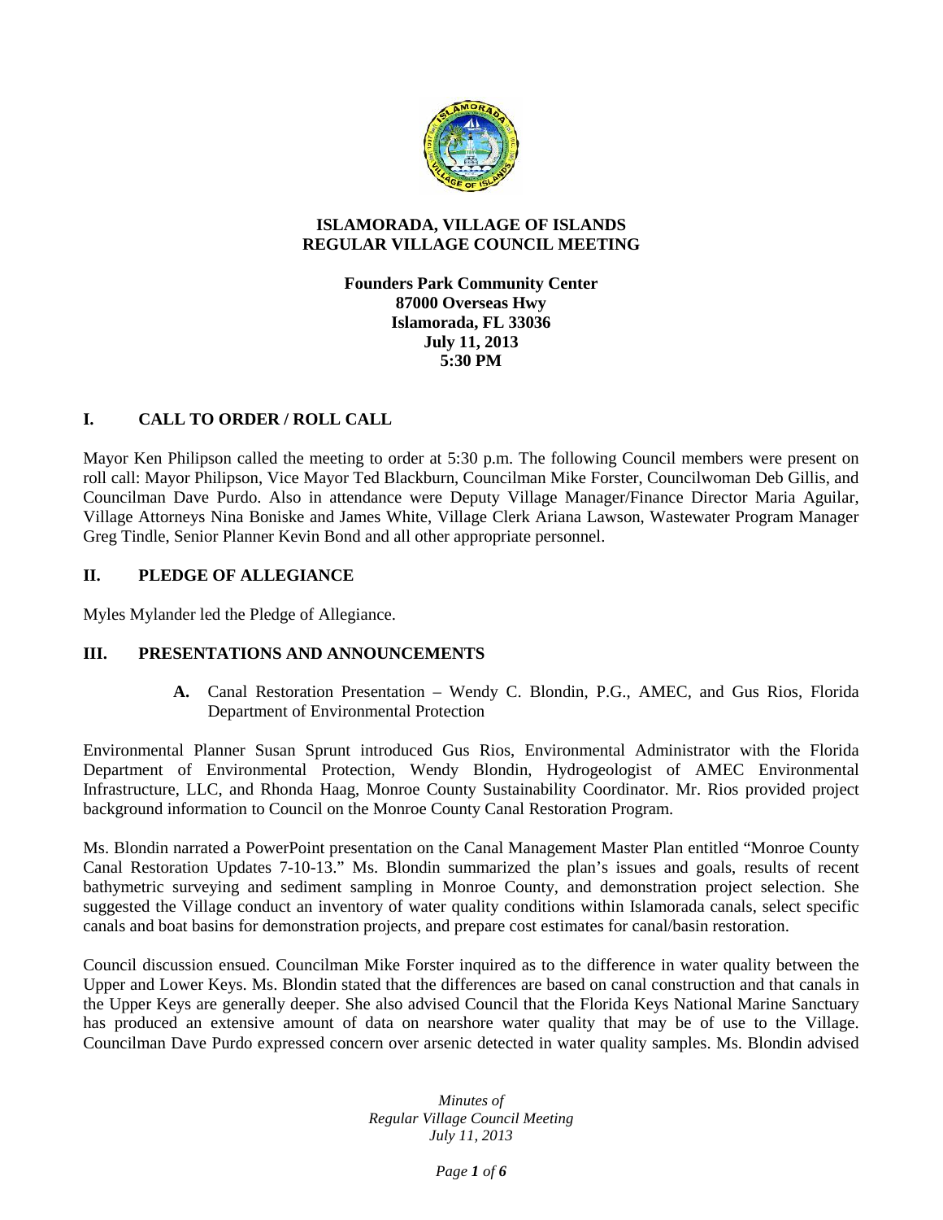# ISLAMORADA, VILLAGE OF ISLANDS
# REGULAR VILLAGE COUNCIL MEETING

**Founders Park Community Center**
**87000 Overseas Hwy**
**Islamorada, FL 33036**
**July 11, 2013**
**5:30 PM**

## I. CALL TO ORDER / ROLL CALL

Mayor Ken Philipson called the meeting to order at 5:30 p.m. The following Council members were present on roll call: Mayor Philipson, Vice Mayor Ted Blackburn, Councilman Mike Forster, Councilwoman Deb Gillis, and Councilman Dave Purdo. Also in attendance were Deputy Village Manager/Finance Director Maria Aguilar, Village Attorneys Nina Boniske and James White, Village Clerk Ariana Lawson, Wastewater Program Manager Greg Tindle, Senior Planner Kevin Bond and all other appropriate personnel.

## II. PLEDGE OF ALLEGIANCE

Myles Mylander led the Pledge of Allegiance.

## III. PRESENTATIONS AND ANNOUNCEMENTS

**A.** Canal Restoration Presentation – Wendy C. Blondin, P.G., AMEC, and Gus Rios, Florida Department of Environmental Protection

Environmental Planner Susan Sprunt introduced Gus Rios, Environmental Administrator with the Florida Department of Environmental Protection, Wendy Blondin, Hydrogeologist of AMEC Environmental Infrastructure, LLC, and Rhonda Haag, Monroe County Sustainability Coordinator. Mr. Rios provided project background information to Council on the Monroe County Canal Restoration Program.

Ms. Blondin narrated a PowerPoint presentation on the Canal Management Master Plan entitled "Monroe County Canal Restoration Updates 7-10-13." Ms. Blondin summarized the plan's issues and goals, results of recent bathymetric surveying and sediment sampling in Monroe County, and demonstration project selection. She suggested the Village conduct an inventory of water quality conditions within Islamorada canals, select specific canals and boat basins for demonstration projects, and prepare cost estimates for canal/basin restoration.

Council discussion ensued. Councilman Mike Forster inquired as to the difference in water quality between the Upper and Lower Keys. Ms. Blondin stated that the differences are based on canal construction and that canals in the Upper Keys are generally deeper. She also advised Council that the Florida Keys National Marine Sanctuary has produced an extensive amount of data on nearshore water quality that may be of use to the Village. Councilman Dave Purdo expressed concern over arsenic detected in water quality samples. Ms. Blondin advised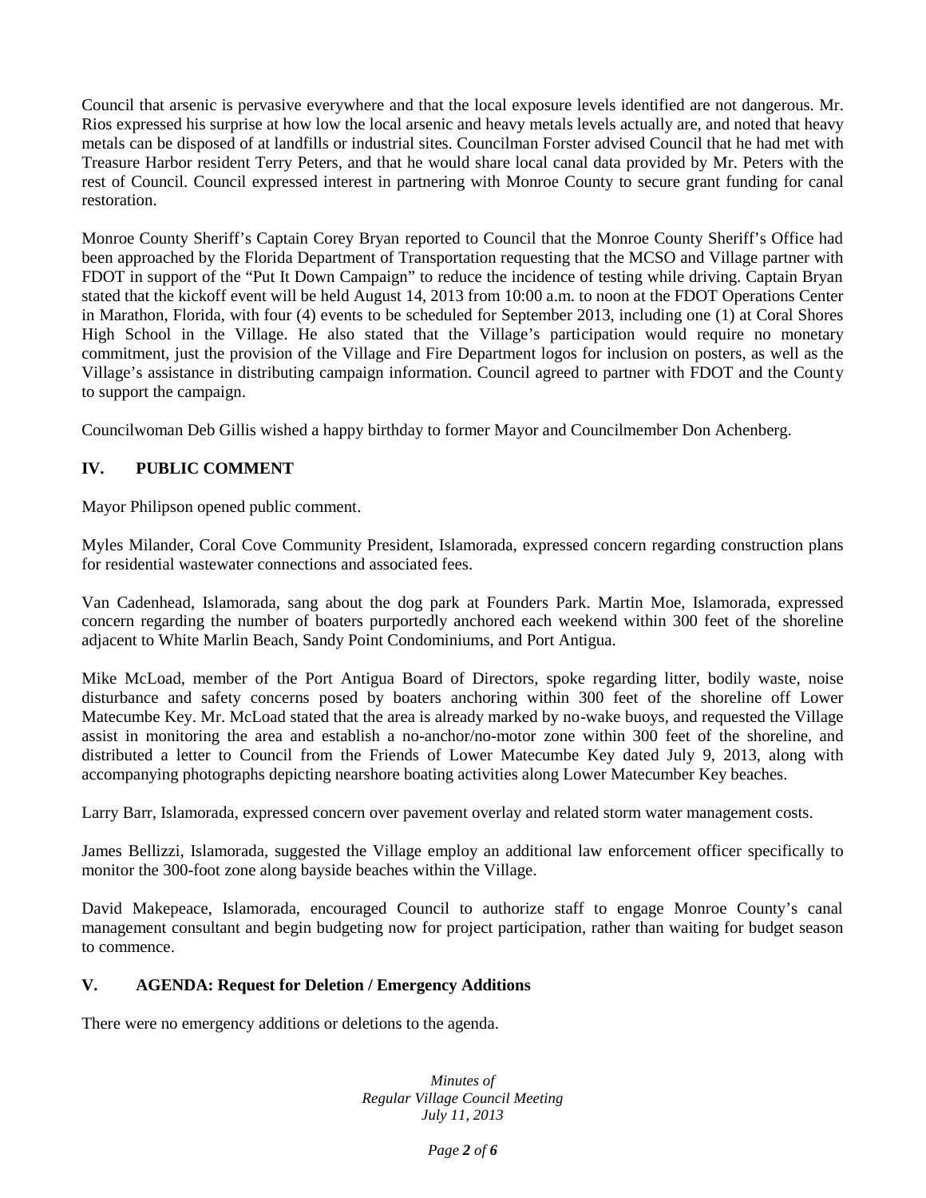Council that arsenic is pervasive everywhere and that the local exposure levels identified are not dangerous. Mr. Rios expressed his surprise at how low the local arsenic and heavy metals levels actually are, and noted that heavy metals can be disposed of at landfills or industrial sites. Councilman Forster advised Council that he had met with Treasure Harbor resident Terry Peters, and that he would share local canal data provided by Mr. Peters with the rest of Council. Council expressed interest in partnering with Monroe County to secure grant funding for canal restoration.

Monroe County Sheriff's Captain Corey Bryan reported to Council that the Monroe County Sheriff's Office had been approached by the Florida Department of Transportation requesting that the MCSO and Village partner with FDOT in support of the "Put It Down Campaign" to reduce the incidence of testing while driving. Captain Bryan stated that the kickoff event will be held August 14, 2013 from 10:00 a.m. to noon at the FDOT Operations Center in Marathon, Florida, with four (4) events to be scheduled for September 2013, including one (1) at Coral Shores High School in the Village. He also stated that the Village's participation would require no monetary commitment, just the provision of the Village and Fire Department logos for inclusion on posters, as well as the Village's assistance in distributing campaign information. Council agreed to partner with FDOT and the County to support the campaign.

Councilwoman Deb Gillis wished a happy birthday to former Mayor and Councilmember Don Achenberg.

## IV. PUBLIC COMMENT

Mayor Philipson opened public comment.

Myles Milander, Coral Cove Community President, Islamorada, expressed concern regarding construction plans for residential wastewater connections and associated fees.

Van Cadenhead, Islamorada, sang about the dog park at Founders Park. Martin Moe, Islamorada, expressed concern regarding the number of boaters purportedly anchored each weekend within 300 feet of the shoreline adjacent to White Marlin Beach, Sandy Point Condominiums, and Port Antigua.

Mike McLoad, member of the Port Antigua Board of Directors, spoke regarding litter, bodily waste, noise disturbance and safety concerns posed by boaters anchoring within 300 feet of the shoreline off Lower Matecumbe Key. Mr. McLoad stated that the area is already marked by no-wake buoys, and requested the Village assist in monitoring the area and establish a no-anchor/no-motor zone within 300 feet of the shoreline, and distributed a letter to Council from the Friends of Lower Matecumbe Key dated July 9, 2013, along with accompanying photographs depicting nearshore boating activities along Lower Matecumber Key beaches.

Larry Barr, Islamorada, expressed concern over pavement overlay and related storm water management costs.

James Bellizzi, Islamorada, suggested the Village employ an additional law enforcement officer specifically to monitor the 300-foot zone along bayside beaches within the Village.

David Makepeace, Islamorada, encouraged Council to authorize staff to engage Monroe County's canal management consultant and begin budgeting now for project participation, rather than waiting for budget season to commence.

## V. AGENDA: Request for Deletion / Emergency Additions

There were no emergency additions or deletions to the agenda.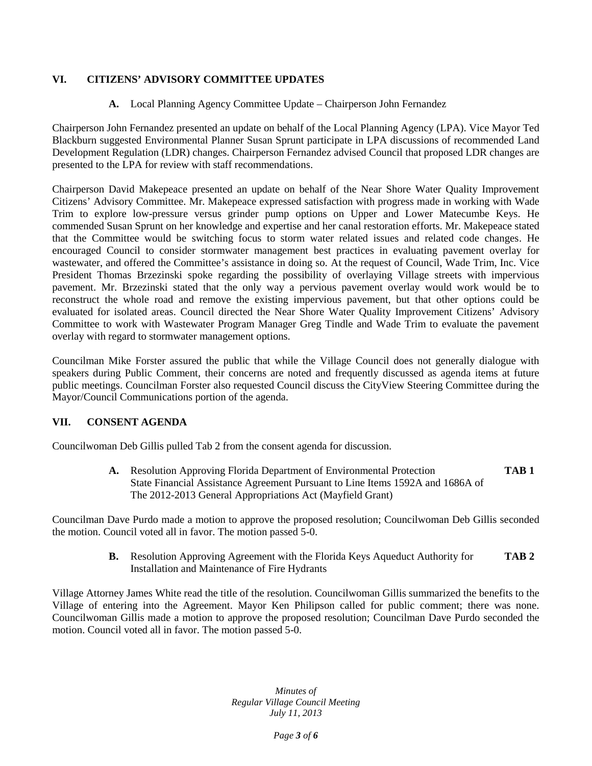## VI. CITIZENS' ADVISORY COMMITTEE UPDATES

**A.** Local Planning Agency Committee Update – Chairperson John Fernandez

Chairperson John Fernandez presented an update on behalf of the Local Planning Agency (LPA). Vice Mayor Ted Blackburn suggested Environmental Planner Susan Sprunt participate in LPA discussions of recommended Land Development Regulation (LDR) changes. Chairperson Fernandez advised Council that proposed LDR changes are presented to the LPA for review with staff recommendations.

Chairperson David Makepeace presented an update on behalf of the Near Shore Water Quality Improvement Citizens' Advisory Committee. Mr. Makepeace expressed satisfaction with progress made in working with Wade Trim to explore low-pressure versus grinder pump options on Upper and Lower Matecumbe Keys. He commended Susan Sprunt on her knowledge and expertise and her canal restoration efforts. Mr. Makepeace stated that the Committee would be switching focus to storm water related issues and related code changes. He encouraged Council to consider stormwater management best practices in evaluating pavement overlay for wastewater, and offered the Committee's assistance in doing so. At the request of Council, Wade Trim, Inc. Vice President Thomas Brzezinski spoke regarding the possibility of overlaying Village streets with impervious pavement. Mr. Brzezinski stated that the only way a pervious pavement overlay would work would be to reconstruct the whole road and remove the existing impervious pavement, but that other options could be evaluated for isolated areas. Council directed the Near Shore Water Quality Improvement Citizens' Advisory Committee to work with Wastewater Program Manager Greg Tindle and Wade Trim to evaluate the pavement overlay with regard to stormwater management options.

Councilman Mike Forster assured the public that while the Village Council does not generally dialogue with speakers during Public Comment, their concerns are noted and frequently discussed as agenda items at future public meetings. Councilman Forster also requested Council discuss the CityView Steering Committee during the Mayor/Council Communications portion of the agenda.

## VII. CONSENT AGENDA

Councilwoman Deb Gillis pulled Tab 2 from the consent agenda for discussion.

**A.** Resolution Approving Florida Department of Environmental Protection State Financial Assistance Agreement Pursuant to Line Items 1592A and 1686A of The 2012-2013 General Appropriations Act (Mayfield Grant) **TAB 1**

Councilman Dave Purdo made a motion to approve the proposed resolution; Councilwoman Deb Gillis seconded the motion. Council voted all in favor. The motion passed 5-0.

**B.** Resolution Approving Agreement with the Florida Keys Aqueduct Authority for Installation and Maintenance of Fire Hydrants **TAB 2**

Village Attorney James White read the title of the resolution. Councilwoman Gillis summarized the benefits to the Village of entering into the Agreement. Mayor Ken Philipson called for public comment; there was none. Councilwoman Gillis made a motion to approve the proposed resolution; Councilman Dave Purdo seconded the motion. Council voted all in favor. The motion passed 5-0.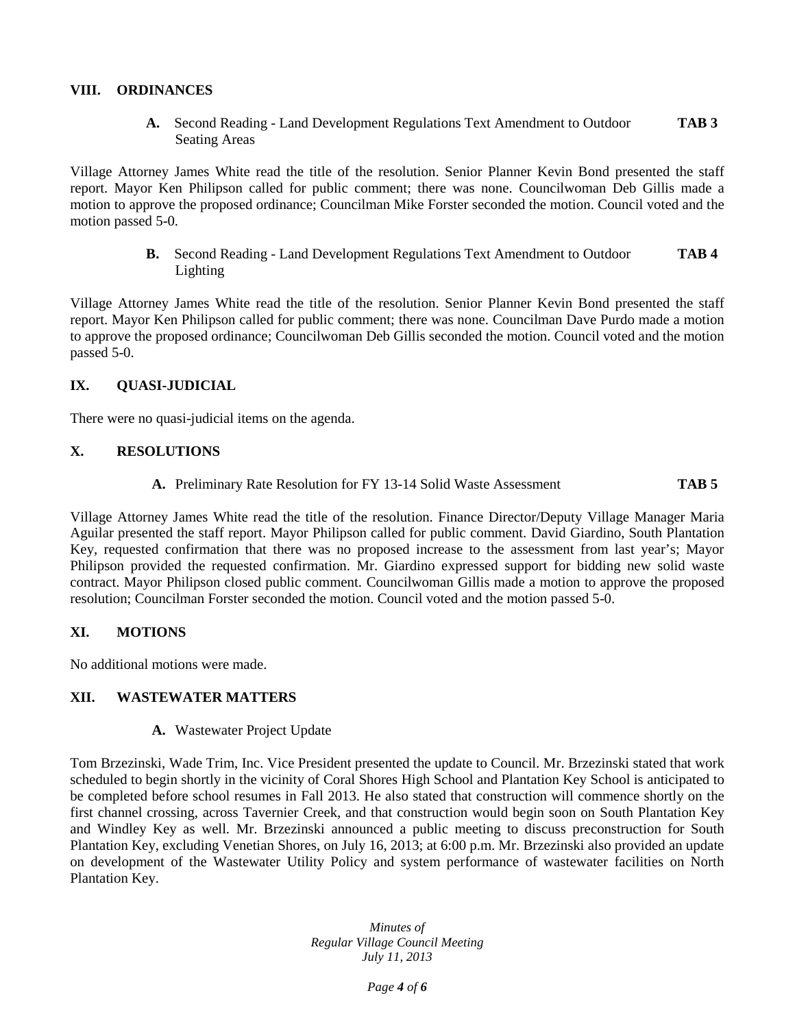## VIII. ORDINANCES

**A.** Second Reading - Land Development Regulations Text Amendment to Outdoor Seating Areas **TAB 3**

Village Attorney James White read the title of the resolution. Senior Planner Kevin Bond presented the staff report. Mayor Ken Philipson called for public comment; there was none. Councilwoman Deb Gillis made a motion to approve the proposed ordinance; Councilman Mike Forster seconded the motion. Council voted and the motion passed 5-0.

**B.** Second Reading - Land Development Regulations Text Amendment to Outdoor Lighting **TAB 4**

Village Attorney James White read the title of the resolution. Senior Planner Kevin Bond presented the staff report. Mayor Ken Philipson called for public comment; there was none. Councilman Dave Purdo made a motion to approve the proposed ordinance; Councilwoman Deb Gillis seconded the motion. Council voted and the motion passed 5-0.

## IX. QUASI-JUDICIAL

There were no quasi-judicial items on the agenda.

## X. RESOLUTIONS

**A.** Preliminary Rate Resolution for FY 13-14 Solid Waste Assessment **TAB 5**

Village Attorney James White read the title of the resolution. Finance Director/Deputy Village Manager Maria Aguilar presented the staff report. Mayor Philipson called for public comment. David Giardino, South Plantation Key, requested confirmation that there was no proposed increase to the assessment from last year's; Mayor Philipson provided the requested confirmation. Mr. Giardino expressed support for bidding new solid waste contract. Mayor Philipson closed public comment. Councilwoman Gillis made a motion to approve the proposed resolution; Councilman Forster seconded the motion. Council voted and the motion passed 5-0.

## XI. MOTIONS

No additional motions were made.

## XII. WASTEWATER MATTERS

**A.** Wastewater Project Update

Tom Brzezinski, Wade Trim, Inc. Vice President presented the update to Council. Mr. Brzezinski stated that work scheduled to begin shortly in the vicinity of Coral Shores High School and Plantation Key School is anticipated to be completed before school resumes in Fall 2013. He also stated that construction will commence shortly on the first channel crossing, across Tavernier Creek, and that construction would begin soon on South Plantation Key and Windley Key as well. Mr. Brzezinski announced a public meeting to discuss preconstruction for South Plantation Key, excluding Venetian Shores, on July 16, 2013; at 6:00 p.m. Mr. Brzezinski also provided an update on development of the Wastewater Utility Policy and system performance of wastewater facilities on North Plantation Key.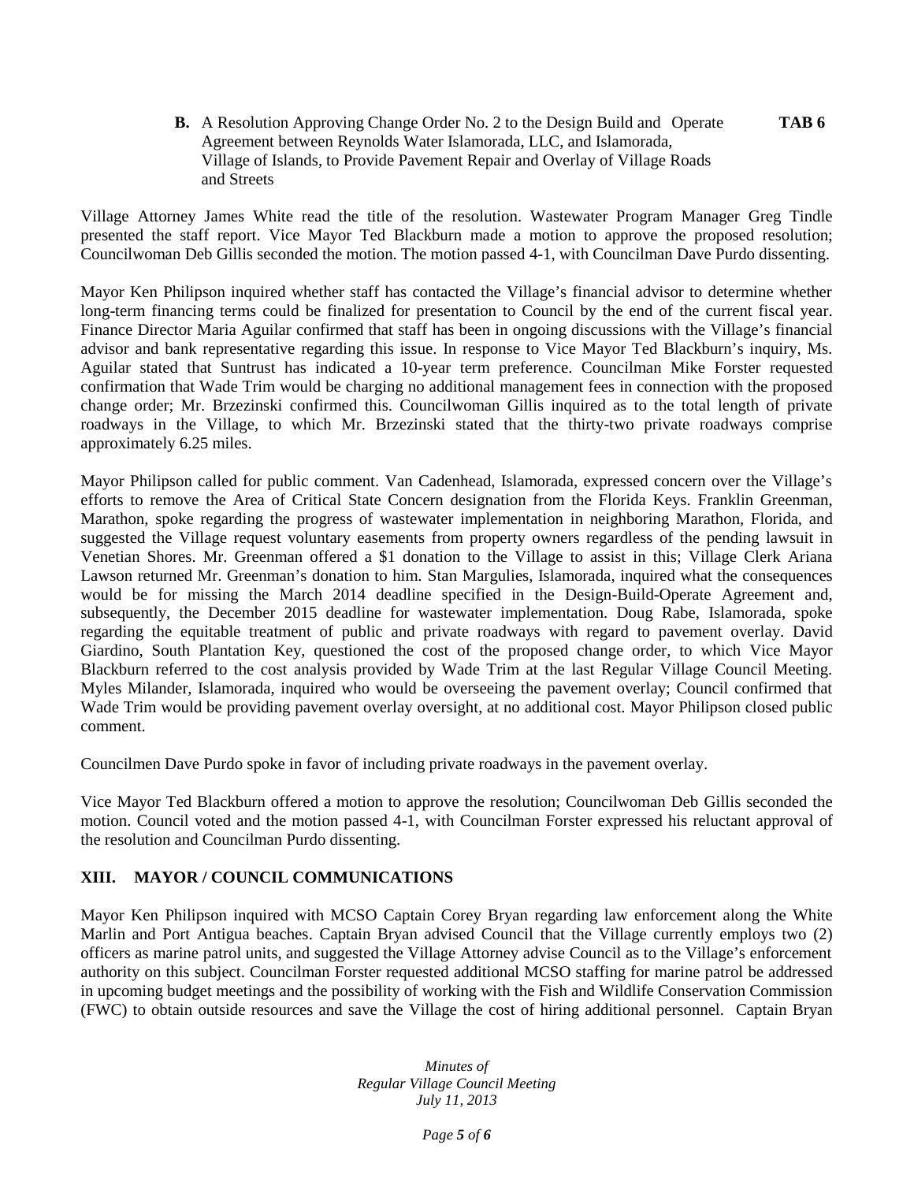**B.** A Resolution Approving Change Order No. 2 to the Design Build and Operate Agreement between Reynolds Water Islamorada, LLC, and Islamorada, Village of Islands, to Provide Pavement Repair and Overlay of Village Roads and Streets **TAB 6**

Village Attorney James White read the title of the resolution. Wastewater Program Manager Greg Tindle presented the staff report. Vice Mayor Ted Blackburn made a motion to approve the proposed resolution; Councilwoman Deb Gillis seconded the motion. The motion passed 4-1, with Councilman Dave Purdo dissenting.

Mayor Ken Philipson inquired whether staff has contacted the Village's financial advisor to determine whether long-term financing terms could be finalized for presentation to Council by the end of the current fiscal year. Finance Director Maria Aguilar confirmed that staff has been in ongoing discussions with the Village's financial advisor and bank representative regarding this issue. In response to Vice Mayor Ted Blackburn's inquiry, Ms. Aguilar stated that Suntrust has indicated a 10-year term preference. Councilman Mike Forster requested confirmation that Wade Trim would be charging no additional management fees in connection with the proposed change order; Mr. Brzezinski confirmed this. Councilwoman Gillis inquired as to the total length of private roadways in the Village, to which Mr. Brzezinski stated that the thirty-two private roadways comprise approximately 6.25 miles.

Mayor Philipson called for public comment. Van Cadenhead, Islamorada, expressed concern over the Village's efforts to remove the Area of Critical State Concern designation from the Florida Keys. Franklin Greenman, Marathon, spoke regarding the progress of wastewater implementation in neighboring Marathon, Florida, and suggested the Village request voluntary easements from property owners regardless of the pending lawsuit in Venetian Shores. Mr. Greenman offered a $1 donation to the Village to assist in this; Village Clerk Ariana Lawson returned Mr. Greenman's donation to him. Stan Margulies, Islamorada, inquired what the consequences would be for missing the March 2014 deadline specified in the Design-Build-Operate Agreement and, subsequently, the December 2015 deadline for wastewater implementation. Doug Rabe, Islamorada, spoke regarding the equitable treatment of public and private roadways with regard to pavement overlay. David Giardino, South Plantation Key, questioned the cost of the proposed change order, to which Vice Mayor Blackburn referred to the cost analysis provided by Wade Trim at the last Regular Village Council Meeting. Myles Milander, Islamorada, inquired who would be overseeing the pavement overlay; Council confirmed that Wade Trim would be providing pavement overlay oversight, at no additional cost. Mayor Philipson closed public comment.

Councilmen Dave Purdo spoke in favor of including private roadways in the pavement overlay.

Vice Mayor Ted Blackburn offered a motion to approve the resolution; Councilwoman Deb Gillis seconded the motion. Council voted and the motion passed 4-1, with Councilman Forster expressed his reluctant approval of the resolution and Councilman Purdo dissenting.

## XIII. MAYOR / COUNCIL COMMUNICATIONS

Mayor Ken Philipson inquired with MCSO Captain Corey Bryan regarding law enforcement along the White Marlin and Port Antigua beaches. Captain Bryan advised Council that the Village currently employs two (2) officers as marine patrol units, and suggested the Village Attorney advise Council as to the Village's enforcement authority on this subject. Councilman Forster requested additional MCSO staffing for marine patrol be addressed in upcoming budget meetings and the possibility of working with the Fish and Wildlife Conservation Commission (FWC) to obtain outside resources and save the Village the cost of hiring additional personnel. Captain Bryan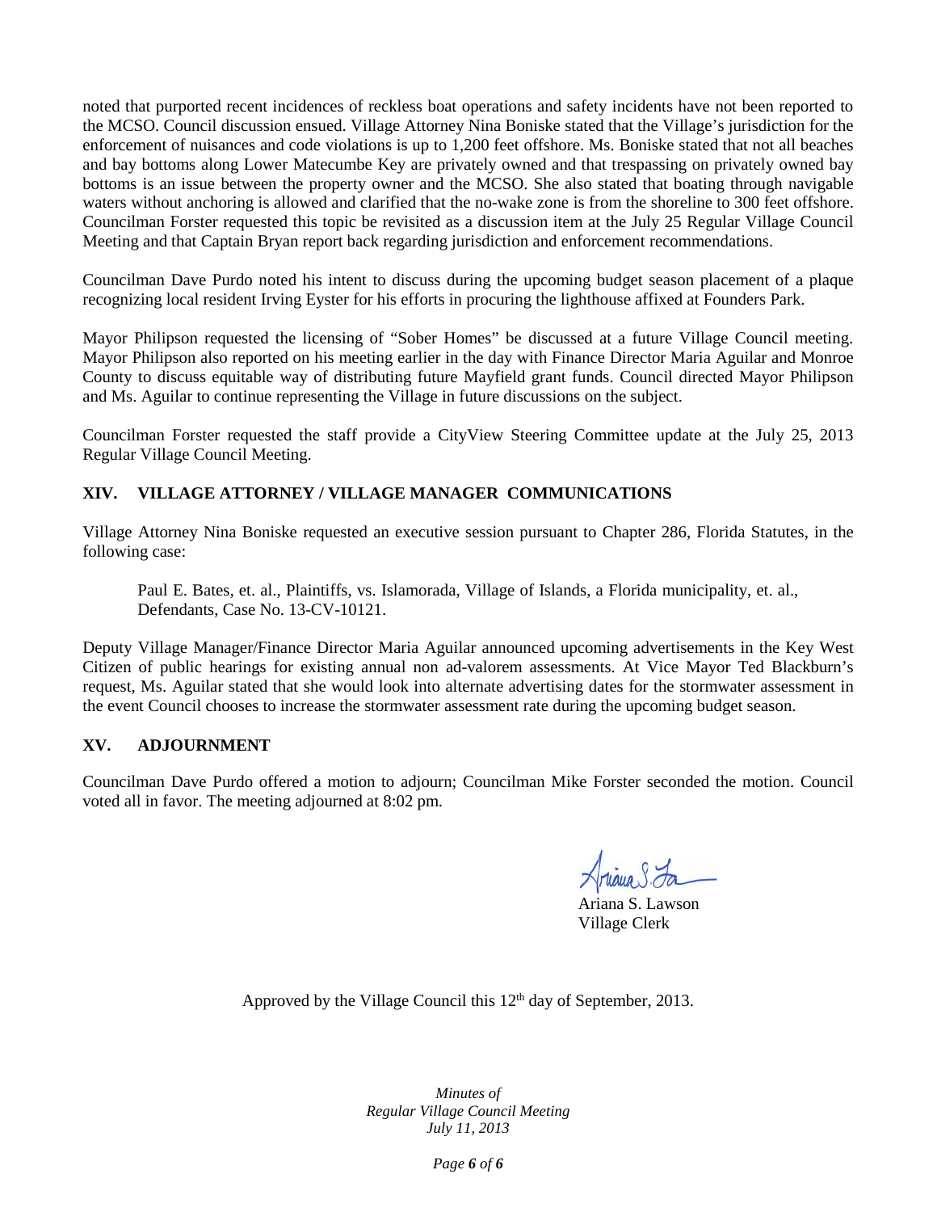noted that purported recent incidences of reckless boat operations and safety incidents have not been reported to the MCSO. Council discussion ensued. Village Attorney Nina Boniske stated that the Village's jurisdiction for the enforcement of nuisances and code violations is up to 1,200 feet offshore. Ms. Boniske stated that not all beaches and bay bottoms along Lower Matecumbe Key are privately owned and that trespassing on privately owned bay bottoms is an issue between the property owner and the MCSO. She also stated that boating through navigable waters without anchoring is allowed and clarified that the no-wake zone is from the shoreline to 300 feet offshore. Councilman Forster requested this topic be revisited as a discussion item at the July 25 Regular Village Council Meeting and that Captain Bryan report back regarding jurisdiction and enforcement recommendations.

Councilman Dave Purdo noted his intent to discuss during the upcoming budget season placement of a plaque recognizing local resident Irving Eyster for his efforts in procuring the lighthouse affixed at Founders Park.

Mayor Philipson requested the licensing of "Sober Homes" be discussed at a future Village Council meeting. Mayor Philipson also reported on his meeting earlier in the day with Finance Director Maria Aguilar and Monroe County to discuss equitable way of distributing future Mayfield grant funds. Council directed Mayor Philipson and Ms. Aguilar to continue representing the Village in future discussions on the subject.

Councilman Forster requested the staff provide a CityView Steering Committee update at the July 25, 2013 Regular Village Council Meeting.

## XIV. VILLAGE ATTORNEY / VILLAGE MANAGER COMMUNICATIONS

Village Attorney Nina Boniske requested an executive session pursuant to Chapter 286, Florida Statutes, in the following case:

> Paul E. Bates, et. al., Plaintiffs, vs. Islamorada, Village of Islands, a Florida municipality, et. al., Defendants, Case No. 13-CV-10121.

Deputy Village Manager/Finance Director Maria Aguilar announced upcoming advertisements in the Key West Citizen of public hearings for existing annual non ad-valorem assessments. At Vice Mayor Ted Blackburn's request, Ms. Aguilar stated that she would look into alternate advertising dates for the stormwater assessment in the event Council chooses to increase the stormwater assessment rate during the upcoming budget season.

## XV. ADJOURNMENT

Councilman Dave Purdo offered a motion to adjourn; Councilman Mike Forster seconded the motion. Council voted all in favor. The meeting adjourned at 8:02 pm.

Ariana S. Lawson
Village Clerk

Approved by the Village Council this 12th day of September, 2013.

*Minutes of*
*Regular Village Council Meeting*
*July 11, 2013*